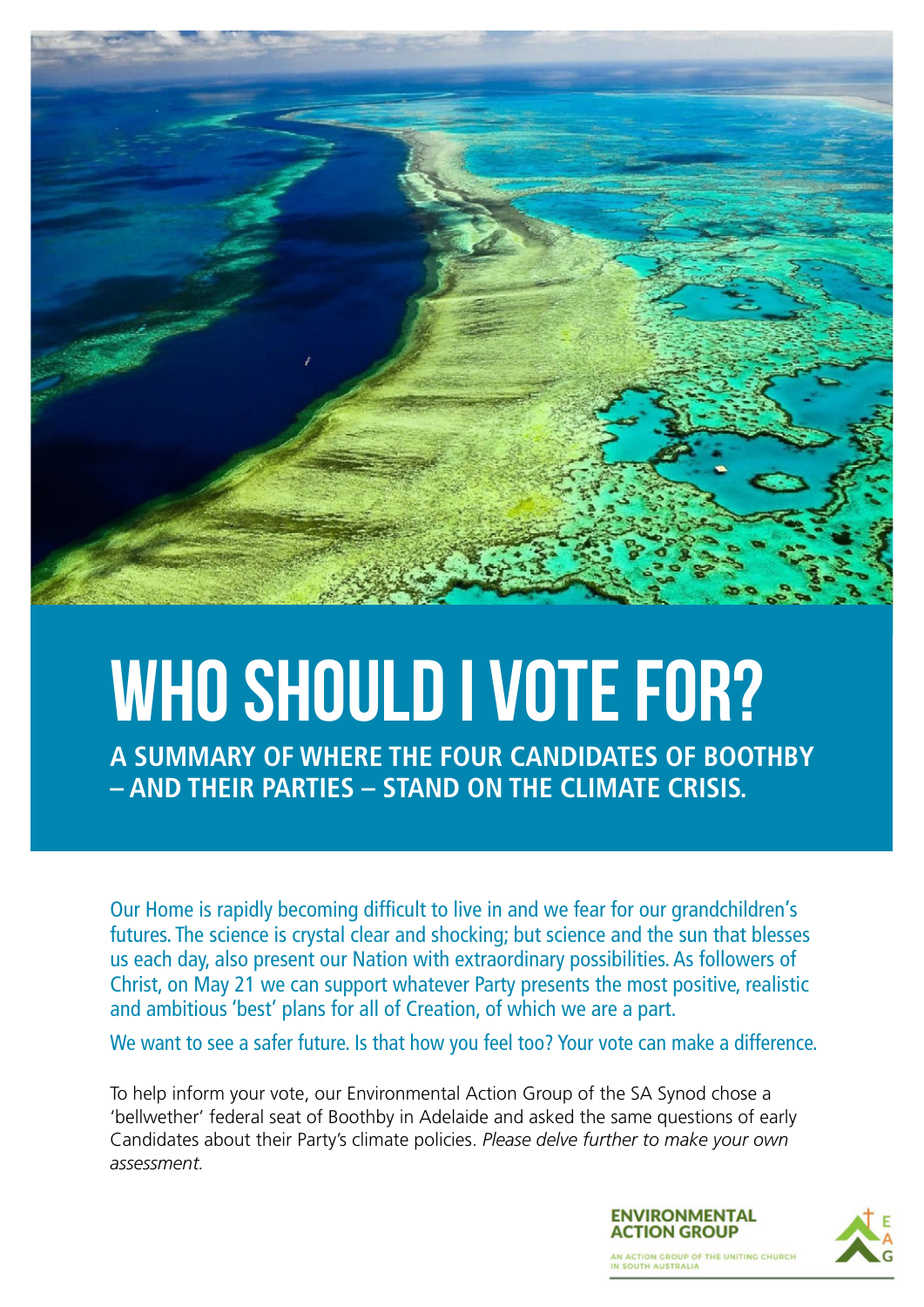# WHO SHOULD I VOTE FOR?

**A SUMMARY OF WHERE THE FOUR CANDIDATES OF BOOTHBY – AND THEIR PARTIES – STAND ON THE CLIMATE CRISIS.**

Our Home is rapidly becoming difficult to live in and we fear for our grandchildren's futures. The science is crystal clear and shocking; but science and the sun that blesses us each day, also present our Nation with extraordinary possibilities. As followers of Christ, on May 21 we can support whatever Party presents the most positive, realistic and ambitious 'best' plans for all of Creation, of which we are a part.

We want to see a safer future. Is that how you feel too? Your vote can make a difference.

To help inform your vote, our Environmental Action Group of the SA Synod chose a 'bellwether' federal seat of Boothby in Adelaide and asked the same questions of early Candidates about their Party's climate policies. *Please delve further to make your own assessment.*

ENVIRONMENTAL ACTION GROUP

AN ACTION GROUP OF THE UNITING CHURCH IN SOUTH AUSTRALIA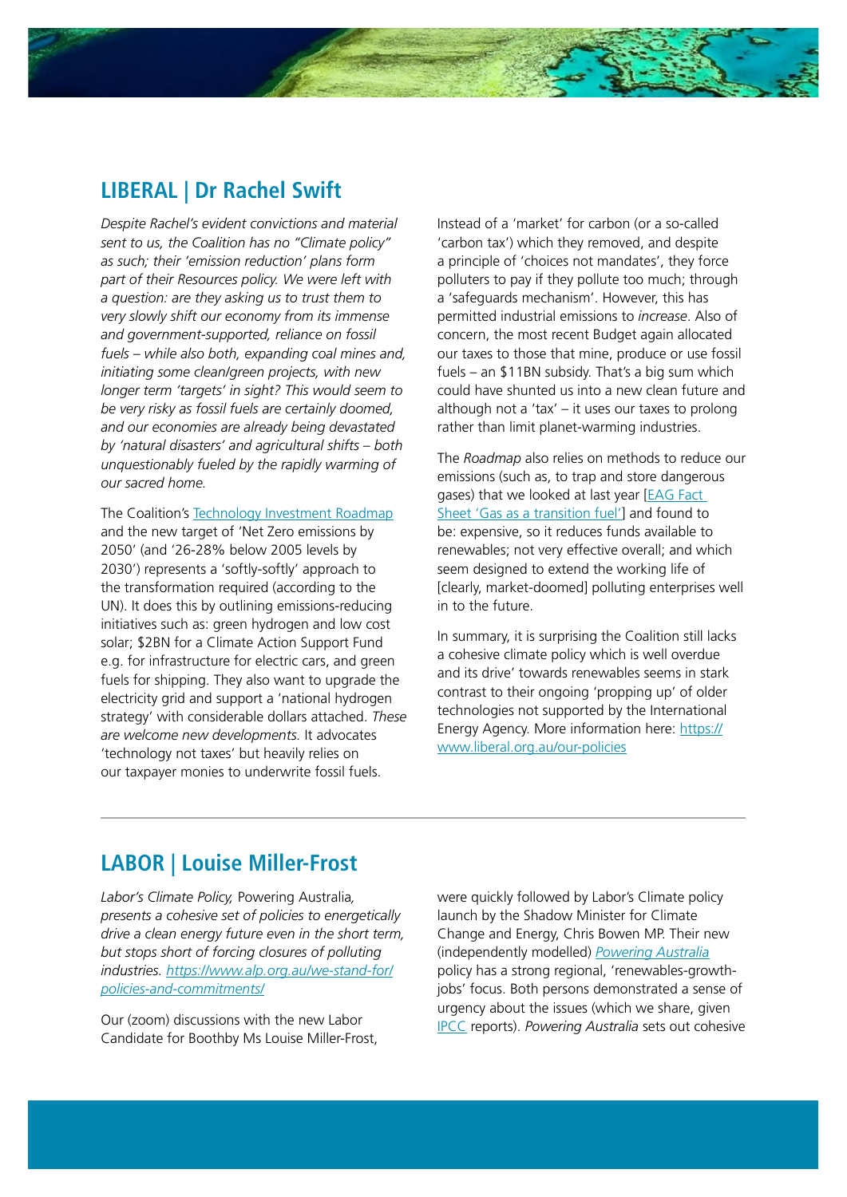## LIBERAL | Dr Rachel Swift

*Despite Rachel's evident convictions and material sent to us, the Coalition has no "Climate policy" as such; their 'emission reduction' plans form part of their Resources policy. We were left with a question: are they asking us to trust them to very slowly shift our economy from its immense and government-supported, reliance on fossil fuels – while also both, expanding coal mines and, initiating some clean/green projects, with new longer term 'targets' in sight? This would seem to be very risky as fossil fuels are certainly doomed, and our economies are already being devastated by 'natural disasters' and agricultural shifts – both unquestionably fueled by the rapidly warming of our sacred home.*

The Coalition's [Technology Investment Roadmap](#) and the new target of 'Net Zero emissions by 2050' (and '26-28% below 2005 levels by 2030') represents a 'softly-softly' approach to the transformation required (according to the UN). It does this by outlining emissions-reducing initiatives such as: green hydrogen and low cost solar; $2BN for a Climate Action Support Fund e.g. for infrastructure for electric cars, and green fuels for shipping. They also want to upgrade the electricity grid and support a 'national hydrogen strategy' with considerable dollars attached. *These are welcome new developments.* It advocates 'technology not taxes' but heavily relies on our taxpayer monies to underwrite fossil fuels.

Instead of a 'market' for carbon (or a so-called 'carbon tax') which they removed, and despite a principle of 'choices not mandates', they force polluters to pay if they pollute too much; through a 'safeguards mechanism'. However, this has permitted industrial emissions to *increase*. Also of concern, the most recent Budget again allocated our taxes to those that mine, produce or use fossil fuels – an $11BN subsidy. That's a big sum which could have shunted us into a new clean future and although not a 'tax' – it uses our taxes to prolong rather than limit planet-warming industries.

The *Roadmap* also relies on methods to reduce our emissions (such as, to trap and store dangerous gases) that we looked at last year [[EAG Fact Sheet 'Gas as a transition fuel'](#)] and found to be: expensive, so it reduces funds available to renewables; not very effective overall; and which seem designed to extend the working life of [clearly, market-doomed] polluting enterprises well in to the future.

In summary, it is surprising the Coalition still lacks a cohesive climate policy which is well overdue and its drive' towards renewables seems in stark contrast to their ongoing 'propping up' of older technologies not supported by the International Energy Agency. More information here: [https://www.liberal.org.au/our-policies](https://www.liberal.org.au/our-policies)

## LABOR | Louise Miller-Frost

*Labor's Climate Policy,* Powering Australia*, presents a cohesive set of policies to energetically drive a clean energy future even in the short term, but stops short of forcing closures of polluting industries. [https://www.alp.org.au/we-stand-for/policies-and-commitments/](https://www.alp.org.au/we-stand-for/policies-and-commitments/)*

Our (zoom) discussions with the new Labor Candidate for Boothby Ms Louise Miller-Frost, were quickly followed by Labor's Climate policy launch by the Shadow Minister for Climate Change and Energy, Chris Bowen MP. Their new (independently modelled) [*Powering Australia*](#) policy has a strong regional, 'renewables-growth-jobs' focus. Both persons demonstrated a sense of urgency about the issues (which we share, given [IPCC](#) reports). *Powering Australia* sets out cohesive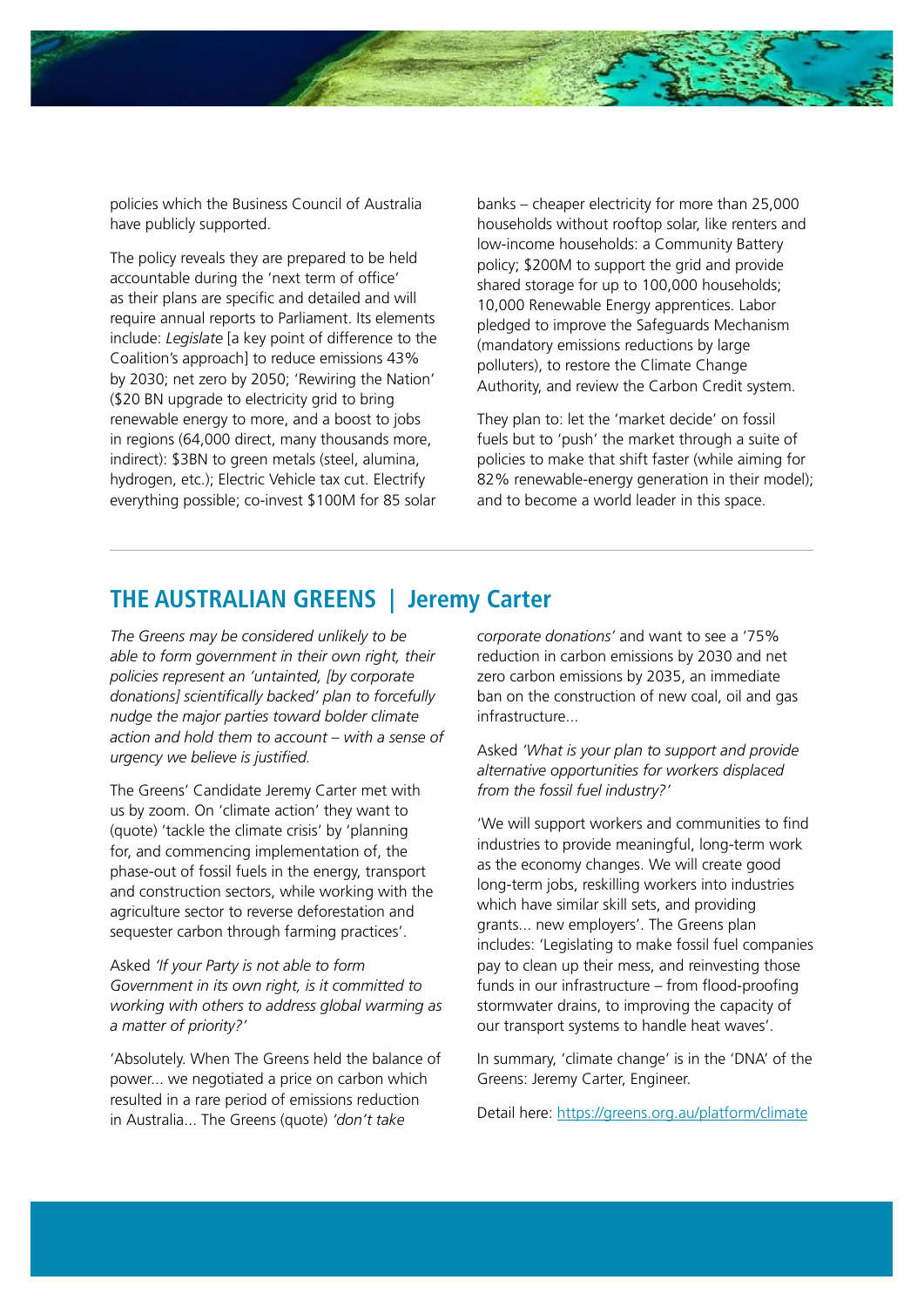policies which the Business Council of Australia have publicly supported.

The policy reveals they are prepared to be held accountable during the 'next term of office' as their plans are specific and detailed and will require annual reports to Parliament. Its elements include: *Legislate* [a key point of difference to the Coalition's approach] to reduce emissions 43% by 2030; net zero by 2050; 'Rewiring the Nation' ($20 BN upgrade to electricity grid to bring renewable energy to more, and a boost to jobs in regions (64,000 direct, many thousands more, indirect): $3BN to green metals (steel, alumina, hydrogen, etc.); Electric Vehicle tax cut. Electrify everything possible; co-invest $100M for 85 solar banks – cheaper electricity for more than 25,000 households without rooftop solar, like renters and low-income households: a Community Battery policy; $200M to support the grid and provide shared storage for up to 100,000 households; 10,000 Renewable Energy apprentices. Labor pledged to improve the Safeguards Mechanism (mandatory emissions reductions by large polluters), to restore the Climate Change Authority, and review the Carbon Credit system.

They plan to: let the 'market decide' on fossil fuels but to 'push' the market through a suite of policies to make that shift faster (while aiming for 82% renewable-energy generation in their model); and to become a world leader in this space.

## THE AUSTRALIAN GREENS | Jeremy Carter

*The Greens may be considered unlikely to be able to form government in their own right, their policies represent an 'untainted, [by corporate donations] scientifically backed' plan to forcefully nudge the major parties toward bolder climate action and hold them to account – with a sense of urgency we believe is justified.*

The Greens' Candidate Jeremy Carter met with us by zoom. On 'climate action' they want to (quote) 'tackle the climate crisis' by 'planning for, and commencing implementation of, the phase-out of fossil fuels in the energy, transport and construction sectors, while working with the agriculture sector to reverse deforestation and sequester carbon through farming practices'.

Asked *'If your Party is not able to form Government in its own right, is it committed to working with others to address global warming as a matter of priority?'*

'Absolutely. When The Greens held the balance of power... we negotiated a price on carbon which resulted in a rare period of emissions reduction in Australia... The Greens (quote) *'don't take corporate donations'* and want to see a '75% reduction in carbon emissions by 2030 and net zero carbon emissions by 2035, an immediate ban on the construction of new coal, oil and gas infrastructure...

Asked *'What is your plan to support and provide alternative opportunities for workers displaced from the fossil fuel industry?'*

'We will support workers and communities to find industries to provide meaningful, long-term work as the economy changes. We will create good long-term jobs, reskilling workers into industries which have similar skill sets, and providing grants... new employers'. The Greens plan includes: 'Legislating to make fossil fuel companies pay to clean up their mess, and reinvesting those funds in our infrastructure – from flood-proofing stormwater drains, to improving the capacity of our transport systems to handle heat waves'.

In summary, 'climate change' is in the 'DNA' of the Greens: Jeremy Carter, Engineer.

Detail here: https://greens.org.au/platform/climate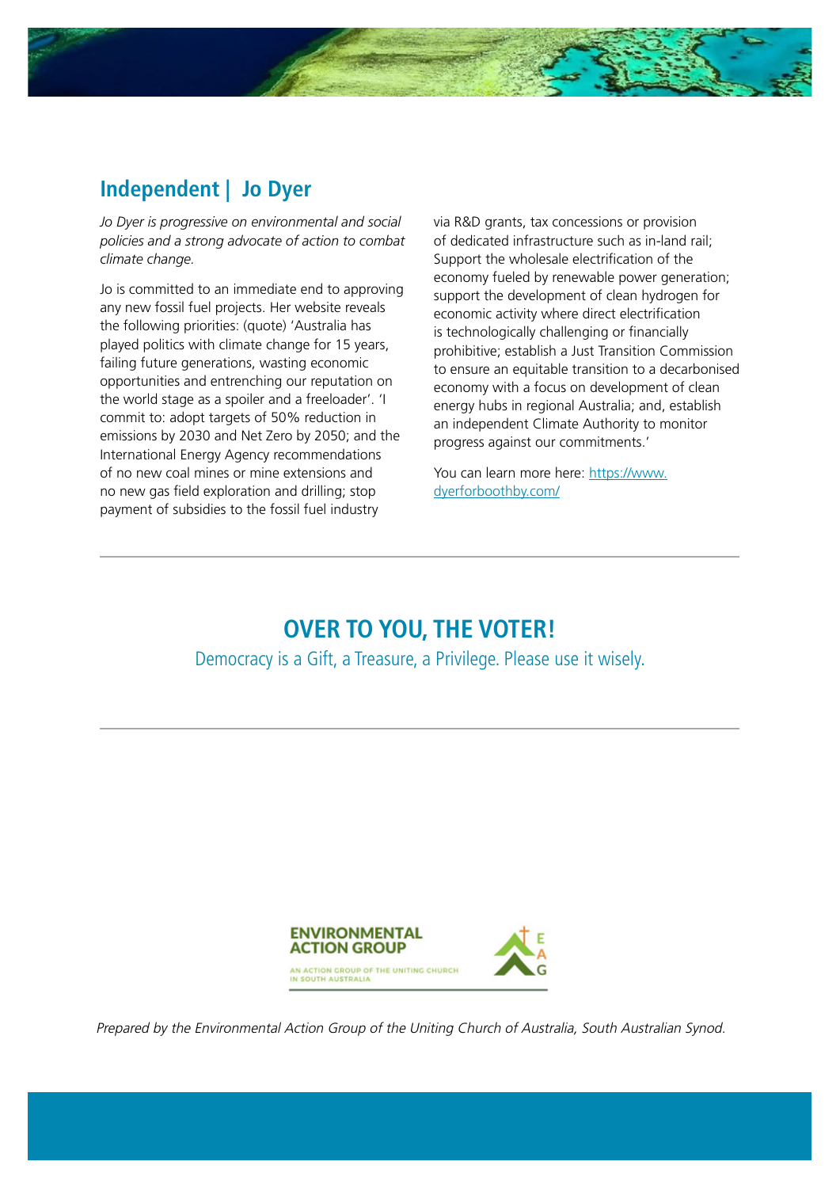## Independent | Jo Dyer

*Jo Dyer is progressive on environmental and social policies and a strong advocate of action to combat climate change.*

Jo is committed to an immediate end to approving any new fossil fuel projects. Her website reveals the following priorities: (quote) 'Australia has played politics with climate change for 15 years, failing future generations, wasting economic opportunities and entrenching our reputation on the world stage as a spoiler and a freeloader'. 'I commit to: adopt targets of 50% reduction in emissions by 2030 and Net Zero by 2050; and the International Energy Agency recommendations of no new coal mines or mine extensions and no new gas field exploration and drilling; stop payment of subsidies to the fossil fuel industry via R&D grants, tax concessions or provision of dedicated infrastructure such as in-land rail; Support the wholesale electrification of the economy fueled by renewable power generation; support the development of clean hydrogen for economic activity where direct electrification is technologically challenging or financially prohibitive; establish a Just Transition Commission to ensure an equitable transition to a decarbonised economy with a focus on development of clean energy hubs in regional Australia; and, establish an independent Climate Authority to monitor progress against our commitments.'

You can learn more here: [https://www.dyerforboothby.com/](https://www.dyerforboothby.com/)

---

## OVER TO YOU, THE VOTER!

Democracy is a Gift, a Treasure, a Privilege. Please use it wisely.

---

ENVIRONMENTAL ACTION GROUP

AN ACTION GROUP OF THE UNITING CHURCH IN SOUTH AUSTRALIA

*Prepared by the Environmental Action Group of the Uniting Church of Australia, South Australian Synod.*